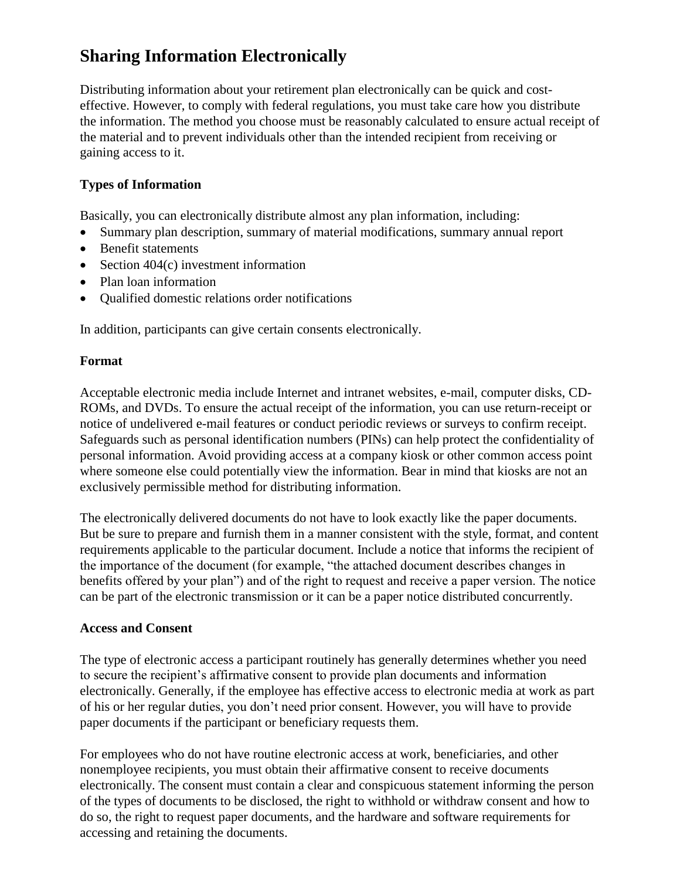# Sharing Information Electronically

Distributing information about your retirement plan electronically can be quick and cost-effective. However, to comply with federal regulations, you must take care how you distribute the information. The method you choose must be reasonably calculated to ensure actual receipt of the material and to prevent individuals other than the intended recipient from receiving or gaining access to it.

### Types of Information

Basically, you can electronically distribute almost any plan information, including:

- Summary plan description, summary of material modifications, summary annual report
- Benefit statements
- Section 404(c) investment information
- Plan loan information
- Qualified domestic relations order notifications

In addition, participants can give certain consents electronically.

### Format

Acceptable electronic media include Internet and intranet websites, e-mail, computer disks, CD-ROMs, and DVDs. To ensure the actual receipt of the information, you can use return-receipt or notice of undelivered e-mail features or conduct periodic reviews or surveys to confirm receipt. Safeguards such as personal identification numbers (PINs) can help protect the confidentiality of personal information. Avoid providing access at a company kiosk or other common access point where someone else could potentially view the information. Bear in mind that kiosks are not an exclusively permissible method for distributing information.

The electronically delivered documents do not have to look exactly like the paper documents. But be sure to prepare and furnish them in a manner consistent with the style, format, and content requirements applicable to the particular document. Include a notice that informs the recipient of the importance of the document (for example, "the attached document describes changes in benefits offered by your plan") and of the right to request and receive a paper version. The notice can be part of the electronic transmission or it can be a paper notice distributed concurrently.

### Access and Consent

The type of electronic access a participant routinely has generally determines whether you need to secure the recipient's affirmative consent to provide plan documents and information electronically. Generally, if the employee has effective access to electronic media at work as part of his or her regular duties, you don't need prior consent. However, you will have to provide paper documents if the participant or beneficiary requests them.

For employees who do not have routine electronic access at work, beneficiaries, and other nonemployee recipients, you must obtain their affirmative consent to receive documents electronically. The consent must contain a clear and conspicuous statement informing the person of the types of documents to be disclosed, the right to withhold or withdraw consent and how to do so, the right to request paper documents, and the hardware and software requirements for accessing and retaining the documents.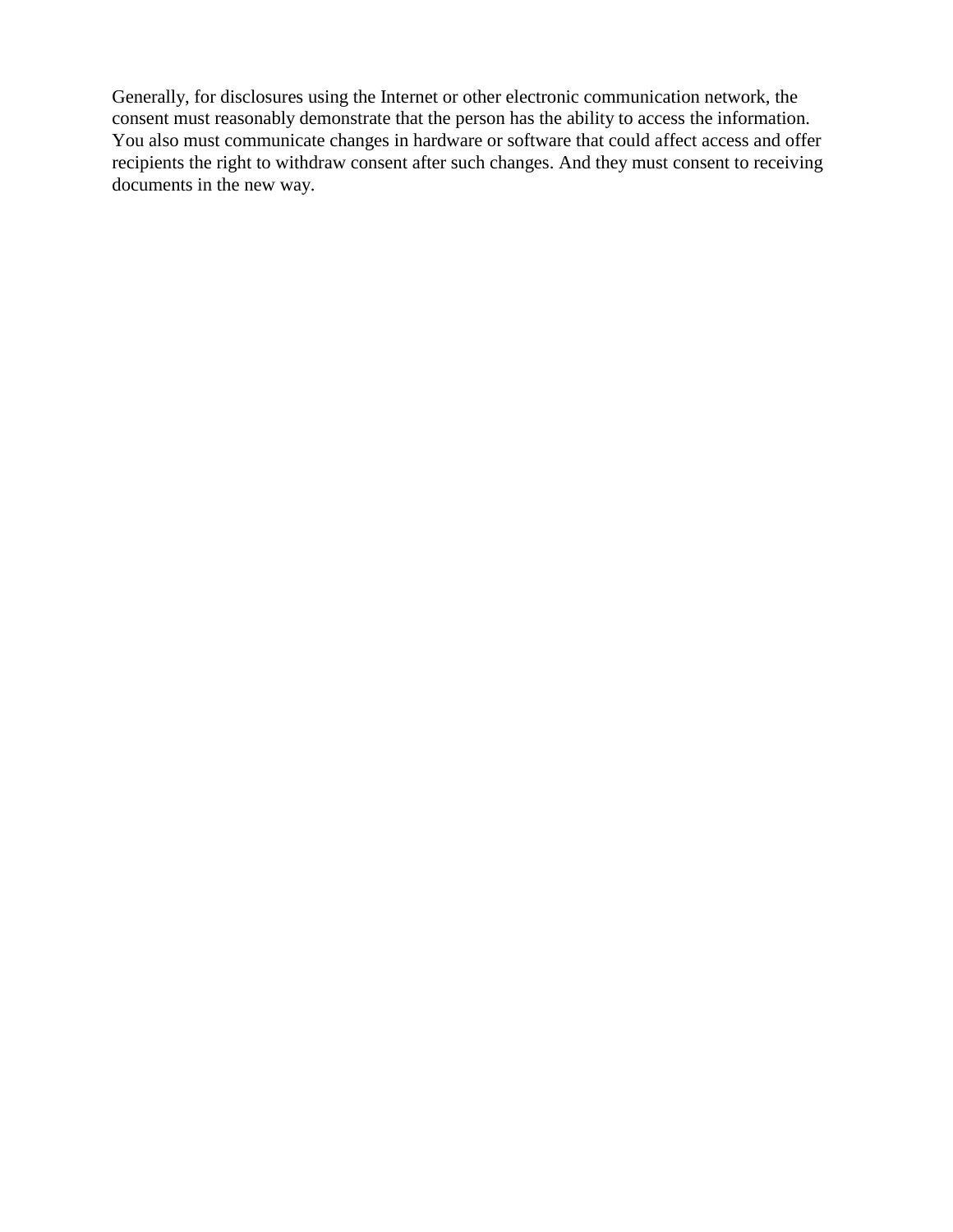Generally, for disclosures using the Internet or other electronic communication network, the consent must reasonably demonstrate that the person has the ability to access the information. You also must communicate changes in hardware or software that could affect access and offer recipients the right to withdraw consent after such changes. And they must consent to receiving documents in the new way.